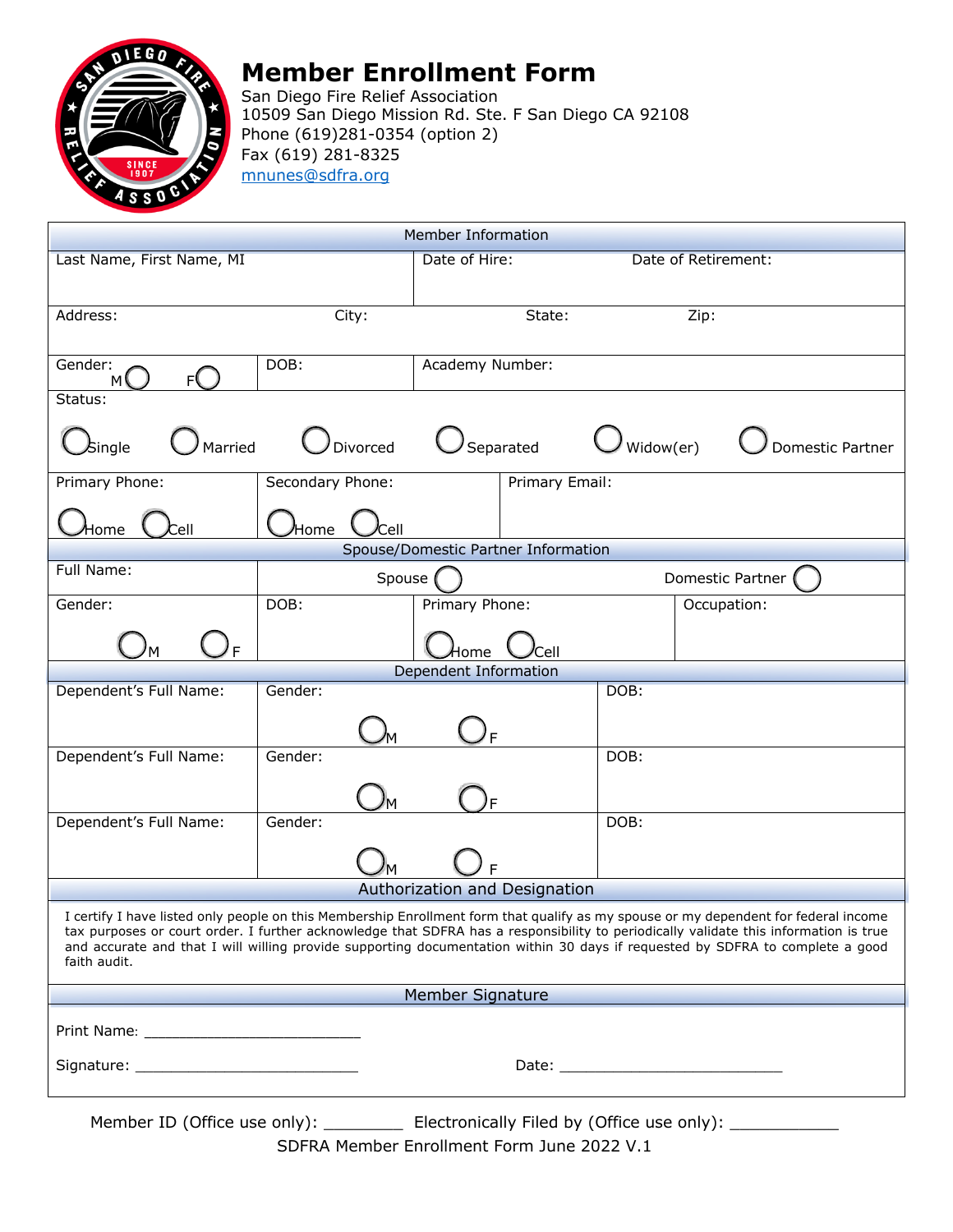# Member Enrollment Form

San Diego Fire Relief Association
10509 San Diego Mission Rd. Ste. F San Diego CA 92108
Phone (619)281-0354 (option 2)
Fax (619) 281-8325
mnunes@sdfra.org

## Member Information

| Last Name, First Name, MI | | Date of Hire: | Date of Retirement: |
|---|---|---|---|
| Address: | City: | State: | Zip: |
| Gender: M ◯ F ◯ | DOB: | Academy Number: | |

Status:

◯ Single ◯ Married ◯ Divorced ◯ Separated ◯ Widow(er) ◯ Domestic Partner

| Primary Phone: | Secondary Phone: | Primary Email: |
|---|---|---|
| ◯ Home ◯ Cell | ◯ Home ◯ Cell | |

## Spouse/Domestic Partner Information

| Full Name: | Spouse ◯ | | Domestic Partner ◯ |
|---|---|---|---|
| Gender: ◯ M ◯ F | DOB: | Primary Phone: ◯ Home ◯ Cell | Occupation: |

## Dependent Information

| Dependent's Full Name: | Gender: ◯ M ◯ F | DOB: |
|---|---|---|
| Dependent's Full Name: | Gender: ◯ M ◯ F | DOB: |
| Dependent's Full Name: | Gender: ◯ M ◯ F | DOB: |

## Authorization and Designation

I certify I have listed only people on this Membership Enrollment form that qualify as my spouse or my dependent for federal income tax purposes or court order. I further acknowledge that SDFRA has a responsibility to periodically validate this information is true and accurate and that I will willing provide supporting documentation within 30 days if requested by SDFRA to complete a good faith audit.

## Member Signature

Print Name: _________________________

Signature: __________________________ Date: __________________________

Member ID (Office use only): _________ Electronically Filed by (Office use only): ____________

SDFRA Member Enrollment Form June 2022 V.1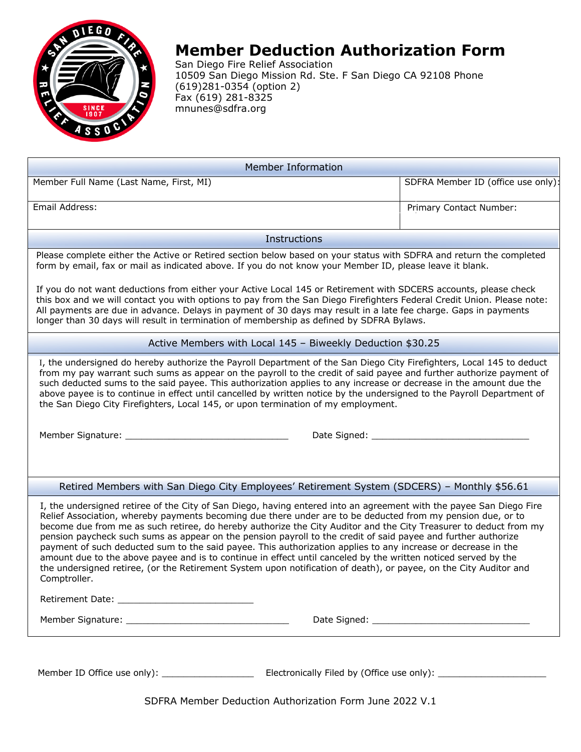# Member Deduction Authorization Form

San Diego Fire Relief Association
10509 San Diego Mission Rd. Ste. F San Diego CA 92108 Phone (619)281-0354 (option 2)
Fax (619) 281-8325
mnunes@sdfra.org

## Member Information

| Member Full Name (Last Name, First, MI) | SDFRA Member ID (office use only): |
| --- | --- |
| Email Address: | Primary Contact Number: |

## Instructions

Please complete either the Active or Retired section below based on your status with SDFRA and return the completed form by email, fax or mail as indicated above. If you do not know your Member ID, please leave it blank.

If you do not want deductions from either your Active Local 145 or Retirement with SDCERS accounts, please check this box and we will contact you with options to pay from the San Diego Firefighters Federal Credit Union. Please note: All payments are due in advance. Delays in payment of 30 days may result in a late fee charge. Gaps in payments longer than 30 days will result in termination of membership as defined by SDFRA Bylaws.

## Active Members with Local 145 – Biweekly Deduction $30.25

I, the undersigned do hereby authorize the Payroll Department of the San Diego City Firefighters, Local 145 to deduct from my pay warrant such sums as appear on the payroll to the credit of said payee and further authorize payment of such deducted sums to the said payee. This authorization applies to any increase or decrease in the amount due the above payee is to continue in effect until cancelled by written notice by the undersigned to the Payroll Department of the San Diego City Firefighters, Local 145, or upon termination of my employment.

Member Signature: ______________________________ Date Signed: ______________________________

## Retired Members with San Diego City Employees' Retirement System (SDCERS) – Monthly $56.61

I, the undersigned retiree of the City of San Diego, having entered into an agreement with the payee San Diego Fire Relief Association, whereby payments becoming due there under are to be deducted from my pension due, or to become due from me as such retiree, do hereby authorize the City Auditor and the City Treasurer to deduct from my pension paycheck such sums as appear on the pension payroll to the credit of said payee and further authorize payment of such deducted sum to the said payee. This authorization applies to any increase or decrease in the amount due to the above payee and is to continue in effect until canceled by the written noticed served by the the undersigned retiree, (or the Retirement System upon notification of death), or payee, on the City Auditor and Comptroller.

Retirement Date: _________________________

Member Signature: ______________________________ Date Signed: ______________________________

Member ID Office use only): ________________ Electronically Filed by (Office use only): ____________________

SDFRA Member Deduction Authorization Form June 2022 V.1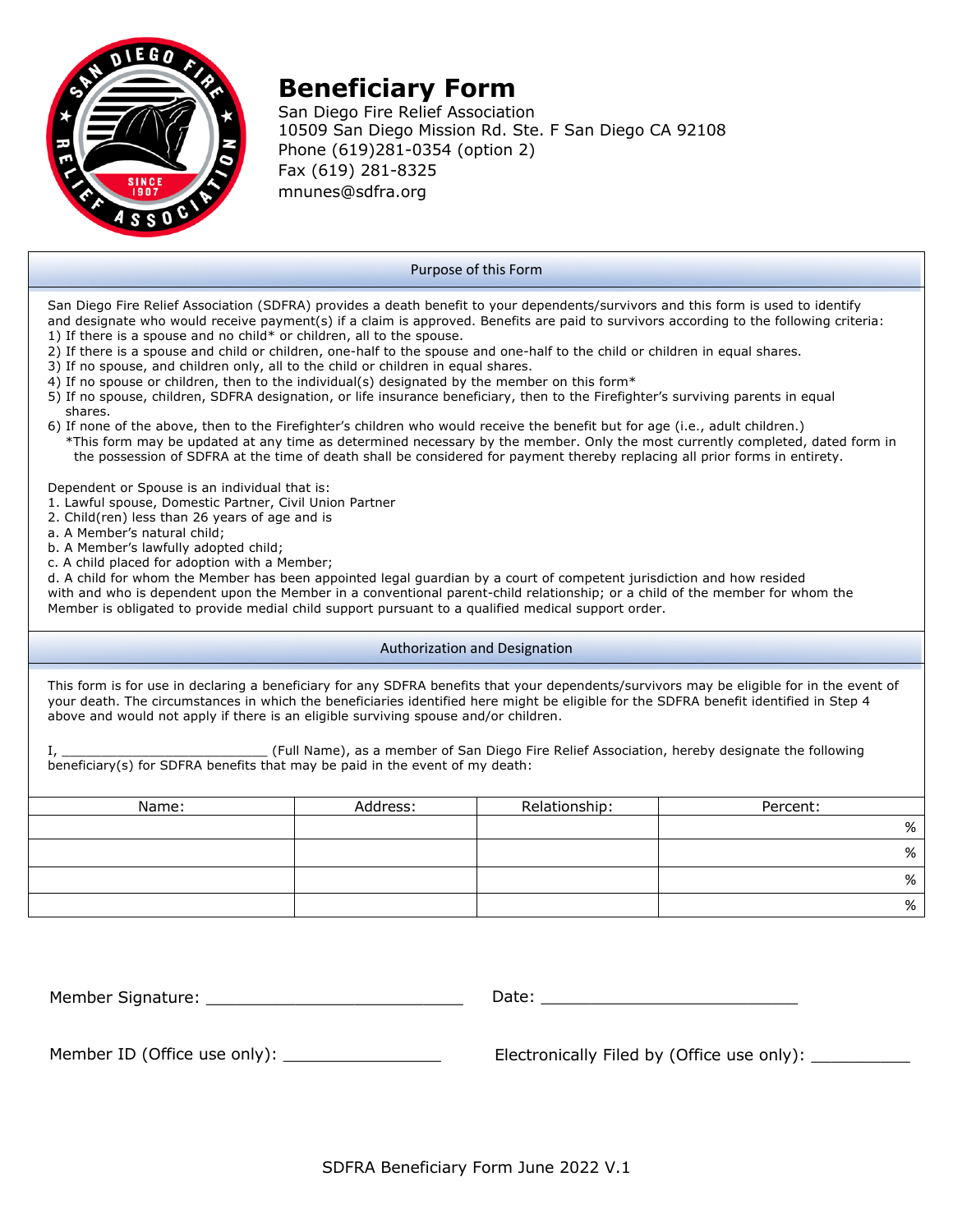# Beneficiary Form

San Diego Fire Relief Association
10509 San Diego Mission Rd. Ste. F San Diego CA 92108
Phone (619)281-0354 (option 2)
Fax (619) 281-8325
mnunes@sdfra.org

## Purpose of this Form

San Diego Fire Relief Association (SDFRA) provides a death benefit to your dependents/survivors and this form is used to identify and designate who would receive payment(s) if a claim is approved. Benefits are paid to survivors according to the following criteria:

1) If there is a spouse and no child* or children, all to the spouse.
2) If there is a spouse and child or children, one-half to the spouse and one-half to the child or children in equal shares.
3) If no spouse, and children only, all to the child or children in equal shares.
4) If no spouse or children, then to the individual(s) designated by the member on this form*
5) If no spouse, children, SDFRA designation, or life insurance beneficiary, then to the Firefighter's surviving parents in equal shares.
6) If none of the above, then to the Firefighter's children who would receive the benefit but for age (i.e., adult children.)

*This form may be updated at any time as determined necessary by the member. Only the most currently completed, dated form in the possession of SDFRA at the time of death shall be considered for payment thereby replacing all prior forms in entirety.

Dependent or Spouse is an individual that is:

1. Lawful spouse, Domestic Partner, Civil Union Partner
2. Child(ren) less than 26 years of age and is

a. A Member's natural child;
b. A Member's lawfully adopted child;
c. A child placed for adoption with a Member;
d. A child for whom the Member has been appointed legal guardian by a court of competent jurisdiction and how resided with and who is dependent upon the Member in a conventional parent-child relationship; or a child of the member for whom the Member is obligated to provide medial child support pursuant to a qualified medical support order.

## Authorization and Designation

This form is for use in declaring a beneficiary for any SDFRA benefits that your dependents/survivors may be eligible for in the event of your death. The circumstances in which the beneficiaries identified here might be eligible for the SDFRA benefit identified in Step 4 above and would not apply if there is an eligible surviving spouse and/or children.

I, __________________________ (Full Name), as a member of San Diego Fire Relief Association, hereby designate the following beneficiary(s) for SDFRA benefits that may be paid in the event of my death:

| Name: | Address: | Relationship: | Percent: |
|---|---|---|---|
| | | | % |
| | | | % |
| | | | % |
| | | | % |

Member Signature: ____________________________ Date: ____________________________

Member ID (Office use only): _________________ Electronically Filed by (Office use only): __________

SDFRA Beneficiary Form June 2022 V.1